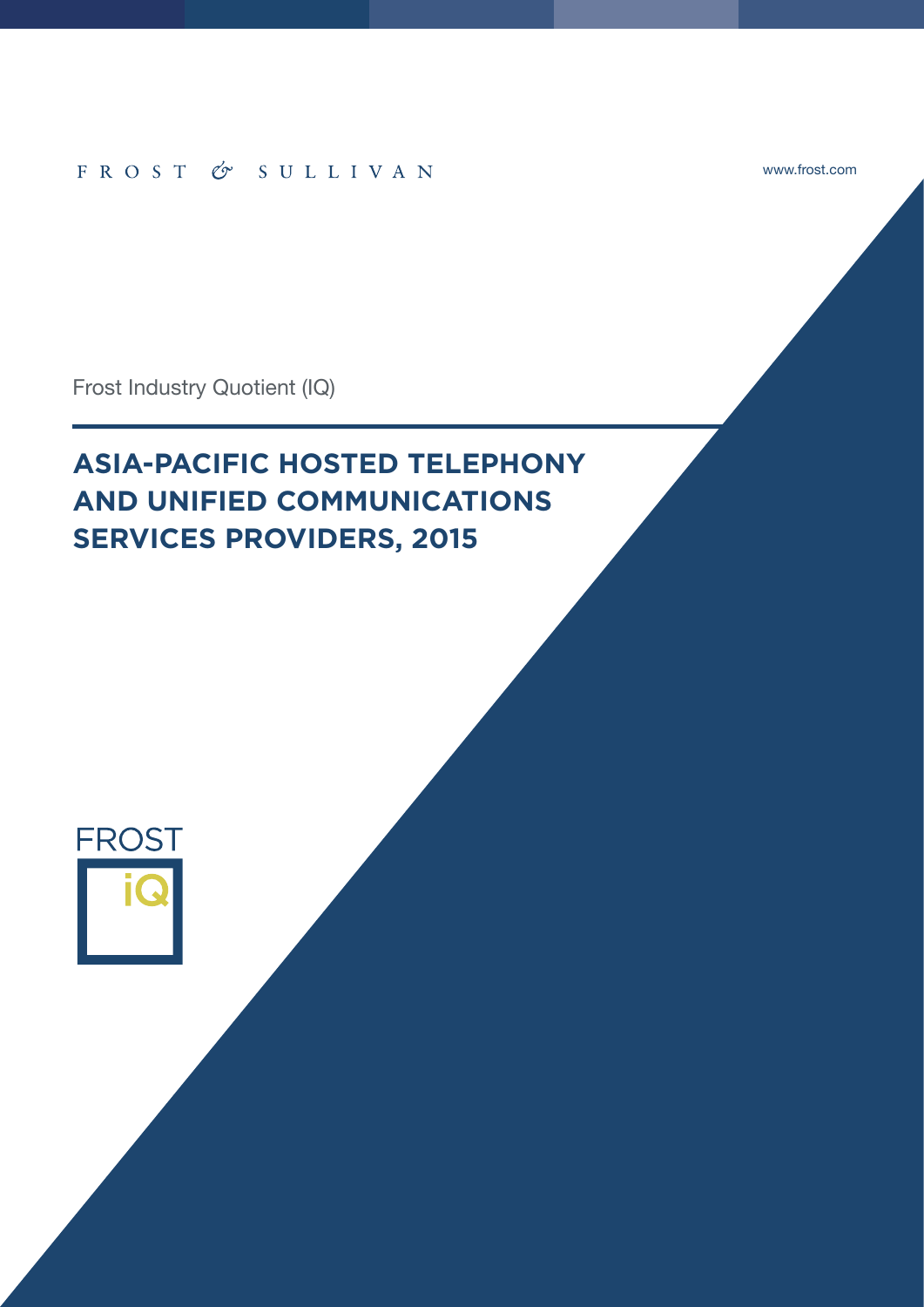FROST & SULLIVAN

www.frost.com

Frost Industry Quotient (IQ)

# ASIA-PACIFIC HOSTED TELEPHONY AND UNIFIED COMMUNICATIONS SERVICES PROVIDERS, 2015

FROST iQ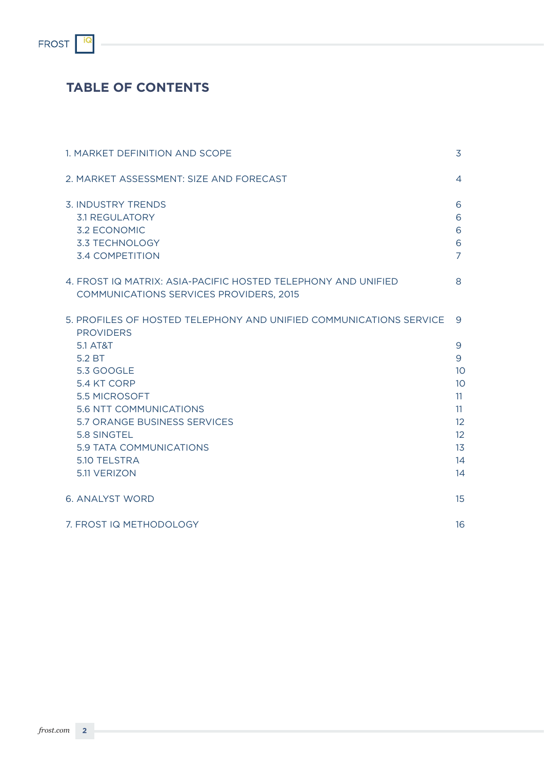# TABLE OF CONTENTS

| | |
|---|---|
| 1. MARKET DEFINITION AND SCOPE | 3 |
| 2. MARKET ASSESSMENT: SIZE AND FORECAST | 4 |
| 3. INDUSTRY TRENDS | 6 |
| 3.1 REGULATORY | 6 |
| 3.2 ECONOMIC | 6 |
| 3.3 TECHNOLOGY | 6 |
| 3.4 COMPETITION | 7 |
| 4. FROST IQ MATRIX: ASIA-PACIFIC HOSTED TELEPHONY AND UNIFIED COMMUNICATIONS SERVICES PROVIDERS, 2015 | 8 |
| 5. PROFILES OF HOSTED TELEPHONY AND UNIFIED COMMUNICATIONS SERVICE PROVIDERS | 9 |
| 5.1 AT&T | 9 |
| 5.2 BT | 9 |
| 5.3 GOOGLE | 10 |
| 5.4 KT CORP | 10 |
| 5.5 MICROSOFT | 11 |
| 5.6 NTT COMMUNICATIONS | 11 |
| 5.7 ORANGE BUSINESS SERVICES | 12 |
| 5.8 SINGTEL | 12 |
| 5.9 TATA COMMUNICATIONS | 13 |
| 5.10 TELSTRA | 14 |
| 5.11 VERIZON | 14 |
| 6. ANALYST WORD | 15 |
| 7. FROST IQ METHODOLOGY | 16 |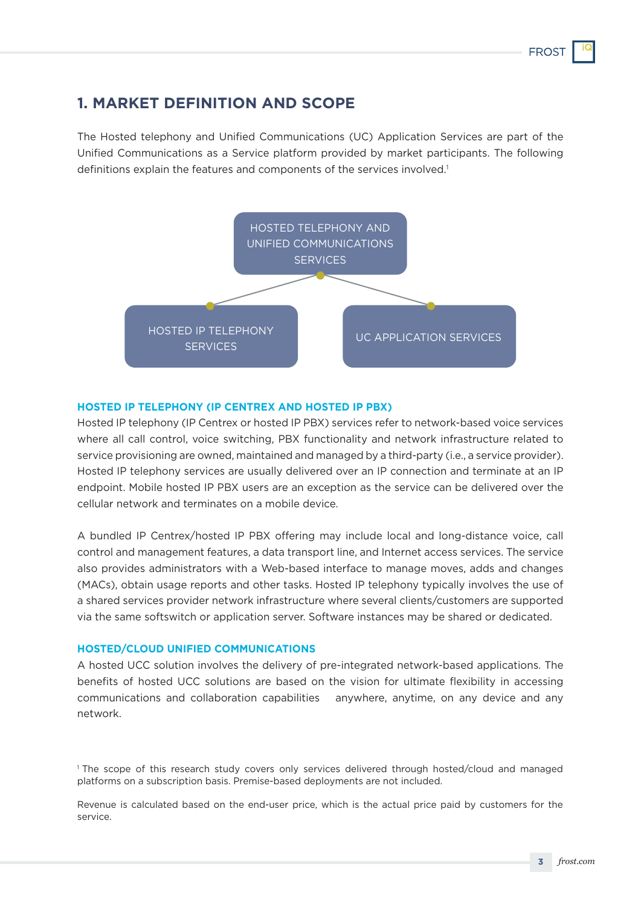# 1. MARKET DEFINITION AND SCOPE

The Hosted telephony and Unified Communications (UC) Application Services are part of the Unified Communications as a Service platform provided by market participants. The following definitions explain the features and components of the services involved.[1]

HOSTED TELEPHONY AND UNIFIED COMMUNICATIONS SERVICES

HOSTED IP TELEPHONY SERVICES

UC APPLICATION SERVICES

### HOSTED IP TELEPHONY (IP CENTREX AND HOSTED IP PBX)

Hosted IP telephony (IP Centrex or hosted IP PBX) services refer to network-based voice services where all call control, voice switching, PBX functionality and network infrastructure related to service provisioning are owned, maintained and managed by a third-party (i.e., a service provider). Hosted IP telephony services are usually delivered over an IP connection and terminate at an IP endpoint. Mobile hosted IP PBX users are an exception as the service can be delivered over the cellular network and terminates on a mobile device.

A bundled IP Centrex/hosted IP PBX offering may include local and long-distance voice, call control and management features, a data transport line, and Internet access services. The service also provides administrators with a Web-based interface to manage moves, adds and changes (MACs), obtain usage reports and other tasks. Hosted IP telephony typically involves the use of a shared services provider network infrastructure where several clients/customers are supported via the same softswitch or application server. Software instances may be shared or dedicated.

### HOSTED/CLOUD UNIFIED COMMUNICATIONS

A hosted UCC solution involves the delivery of pre-integrated network-based applications. The benefits of hosted UCC solutions are based on the vision for ultimate flexibility in accessing communications and collaboration capabilities anywhere, anytime, on any device and any network.

[1] The scope of this research study covers only services delivered through hosted/cloud and managed platforms on a subscription basis. Premise-based deployments are not included.

Revenue is calculated based on the end-user price, which is the actual price paid by customers for the service.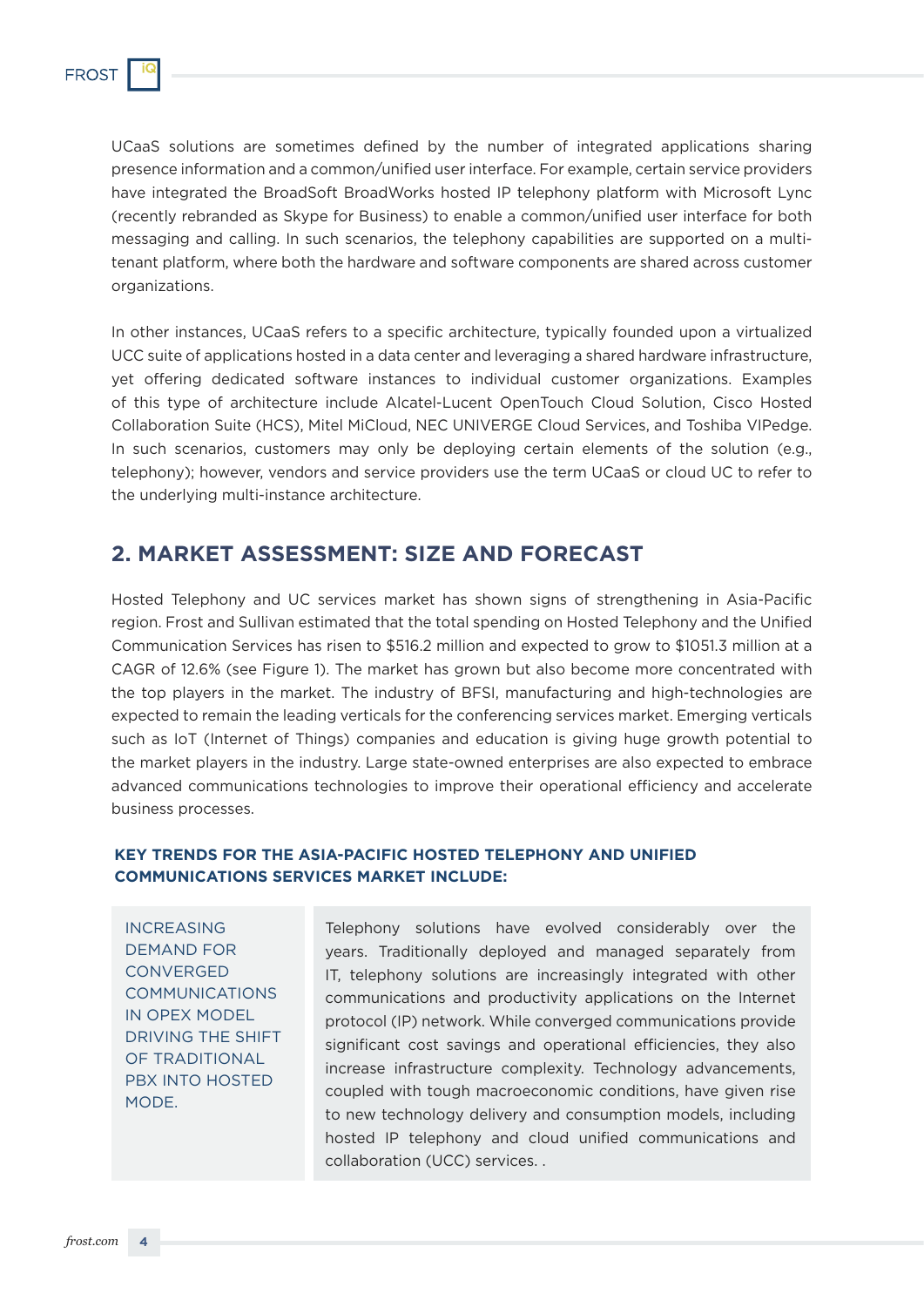UCaaS solutions are sometimes defined by the number of integrated applications sharing presence information and a common/unified user interface. For example, certain service providers have integrated the BroadSoft BroadWorks hosted IP telephony platform with Microsoft Lync (recently rebranded as Skype for Business) to enable a common/unified user interface for both messaging and calling. In such scenarios, the telephony capabilities are supported on a multi-tenant platform, where both the hardware and software components are shared across customer organizations.

In other instances, UCaaS refers to a specific architecture, typically founded upon a virtualized UCC suite of applications hosted in a data center and leveraging a shared hardware infrastructure, yet offering dedicated software instances to individual customer organizations. Examples of this type of architecture include Alcatel-Lucent OpenTouch Cloud Solution, Cisco Hosted Collaboration Suite (HCS), Mitel MiCloud, NEC UNIVERGE Cloud Services, and Toshiba VIPedge. In such scenarios, customers may only be deploying certain elements of the solution (e.g., telephony); however, vendors and service providers use the term UCaaS or cloud UC to refer to the underlying multi-instance architecture.

## 2. MARKET ASSESSMENT: SIZE AND FORECAST

Hosted Telephony and UC services market has shown signs of strengthening in Asia-Pacific region. Frost and Sullivan estimated that the total spending on Hosted Telephony and the Unified Communication Services has risen to $516.2 million and expected to grow to $1051.3 million at a CAGR of 12.6% (see Figure 1). The market has grown but also become more concentrated with the top players in the market. The industry of BFSI, manufacturing and high-technologies are expected to remain the leading verticals for the conferencing services market. Emerging verticals such as IoT (Internet of Things) companies and education is giving huge growth potential to the market players in the industry. Large state-owned enterprises are also expected to embrace advanced communications technologies to improve their operational efficiency and accelerate business processes.

### KEY TRENDS FOR THE ASIA-PACIFIC HOSTED TELEPHONY AND UNIFIED COMMUNICATIONS SERVICES MARKET INCLUDE:

| | |
|---|---|
| INCREASING DEMAND FOR CONVERGED COMMUNICATIONS IN OPEX MODEL DRIVING THE SHIFT OF TRADITIONAL PBX INTO HOSTED MODE. | Telephony solutions have evolved considerably over the years. Traditionally deployed and managed separately from IT, telephony solutions are increasingly integrated with other communications and productivity applications on the Internet protocol (IP) network. While converged communications provide significant cost savings and operational efficiencies, they also increase infrastructure complexity. Technology advancements, coupled with tough macroeconomic conditions, have given rise to new technology delivery and consumption models, including hosted IP telephony and cloud unified communications and collaboration (UCC) services. . |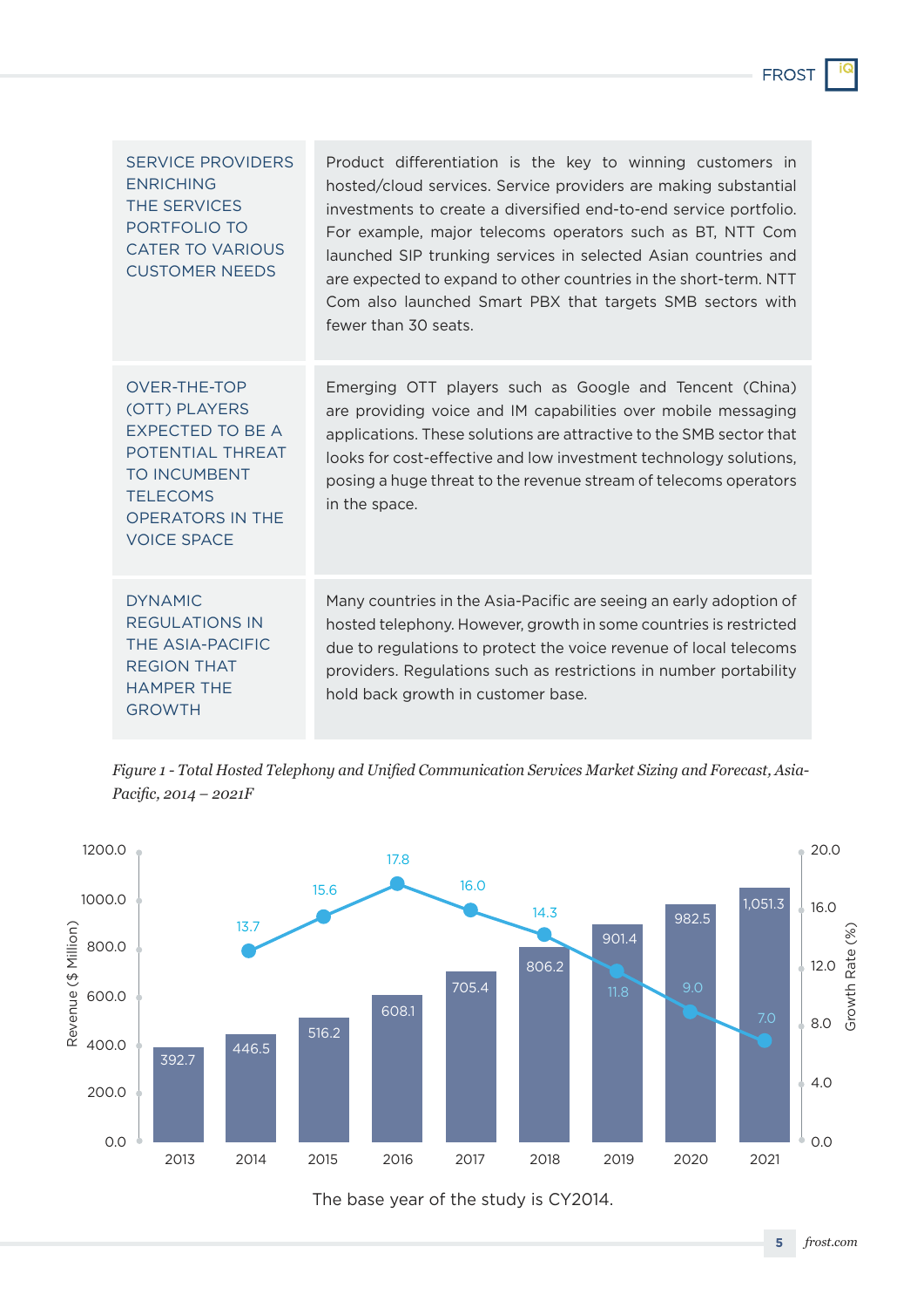| | |
|---|---|
| SERVICE PROVIDERS ENRICHING THE SERVICES PORTFOLIO TO CATER TO VARIOUS CUSTOMER NEEDS | Product differentiation is the key to winning customers in hosted/cloud services. Service providers are making substantial investments to create a diversified end-to-end service portfolio. For example, major telecoms operators such as BT, NTT Com launched SIP trunking services in selected Asian countries and are expected to expand to other countries in the short-term. NTT Com also launched Smart PBX that targets SMB sectors with fewer than 30 seats. |
| OVER-THE-TOP (OTT) PLAYERS EXPECTED TO BE A POTENTIAL THREAT TO INCUMBENT TELECOMS OPERATORS IN THE VOICE SPACE | Emerging OTT players such as Google and Tencent (China) are providing voice and IM capabilities over mobile messaging applications. These solutions are attractive to the SMB sector that looks for cost-effective and low investment technology solutions, posing a huge threat to the revenue stream of telecoms operators in the space. |
| DYNAMIC REGULATIONS IN THE ASIA-PACIFIC REGION THAT HAMPER THE GROWTH | Many countries in the Asia-Pacific are seeing an early adoption of hosted telephony. However, growth in some countries is restricted due to regulations to protect the voice revenue of local telecoms providers. Regulations such as restrictions in number portability hold back growth in customer base. |

*Figure 1 - Total Hosted Telephony and Unified Communication Services Market Sizing and Forecast, Asia-Pacific, 2014 – 2021F*

Revenue ($ Million)

Growth Rate (%)

1200.0
1000.0
800.0
600.0
400.0
200.0
0.0

20.0
16.0
12.0
8.0
4.0
0.0

2013: 392.7
2014: 446.5, 13.7
2015: 516.2, 15.6
2016: 608.1, 17.8
2017: 705.4, 16.0
2018: 806.2, 14.3
2019: 901.4, 11.8
2020: 982.5, 9.0
2021: 1,051.3, 7.0

The base year of the study is CY2014.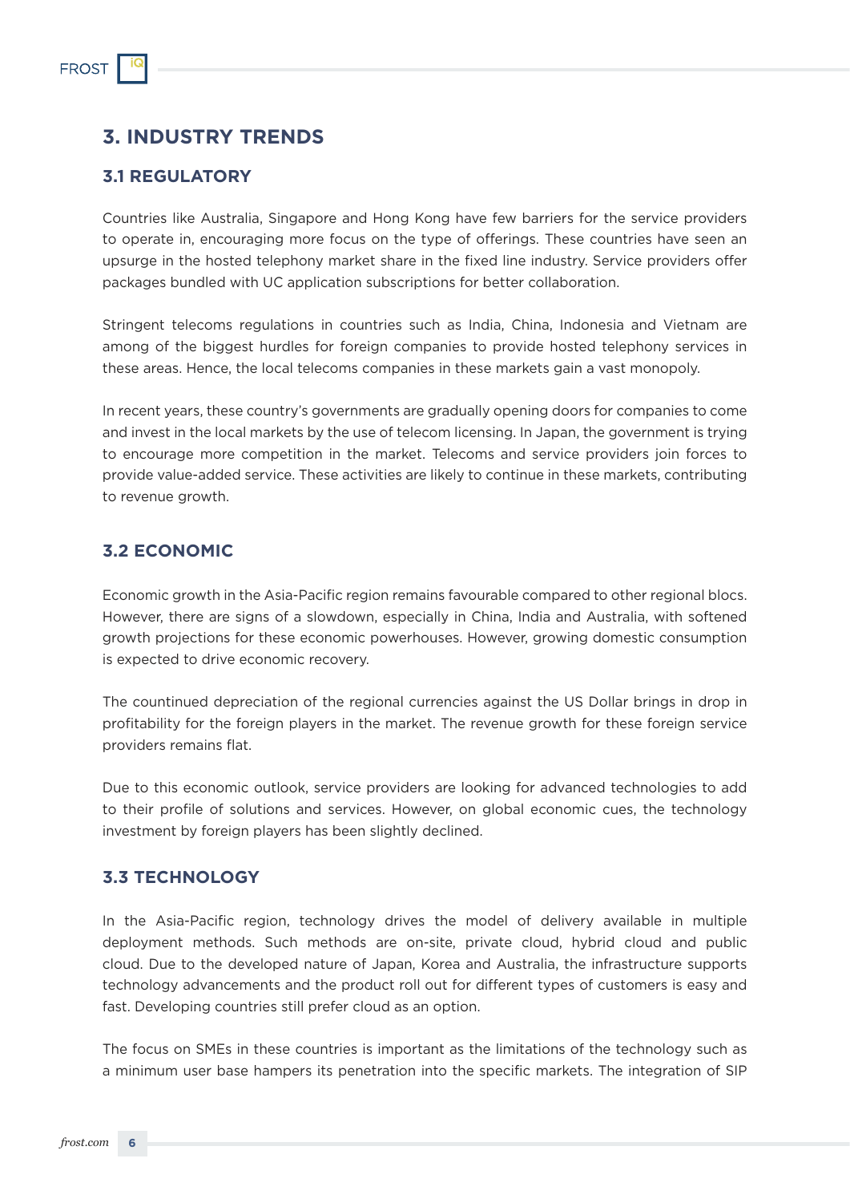# 3. INDUSTRY TRENDS

## 3.1 REGULATORY

Countries like Australia, Singapore and Hong Kong have few barriers for the service providers to operate in, encouraging more focus on the type of offerings. These countries have seen an upsurge in the hosted telephony market share in the fixed line industry. Service providers offer packages bundled with UC application subscriptions for better collaboration.

Stringent telecoms regulations in countries such as India, China, Indonesia and Vietnam are among of the biggest hurdles for foreign companies to provide hosted telephony services in these areas. Hence, the local telecoms companies in these markets gain a vast monopoly.

In recent years, these country's governments are gradually opening doors for companies to come and invest in the local markets by the use of telecom licensing. In Japan, the government is trying to encourage more competition in the market. Telecoms and service providers join forces to provide value-added service. These activities are likely to continue in these markets, contributing to revenue growth.

## 3.2 ECONOMIC

Economic growth in the Asia-Pacific region remains favourable compared to other regional blocs. However, there are signs of a slowdown, especially in China, India and Australia, with softened growth projections for these economic powerhouses. However, growing domestic consumption is expected to drive economic recovery.

The countinued depreciation of the regional currencies against the US Dollar brings in drop in profitability for the foreign players in the market. The revenue growth for these foreign service providers remains flat.

Due to this economic outlook, service providers are looking for advanced technologies to add to their profile of solutions and services. However, on global economic cues, the technology investment by foreign players has been slightly declined.

## 3.3 TECHNOLOGY

In the Asia-Pacific region, technology drives the model of delivery available in multiple deployment methods. Such methods are on-site, private cloud, hybrid cloud and public cloud. Due to the developed nature of Japan, Korea and Australia, the infrastructure supports technology advancements and the product roll out for different types of customers is easy and fast. Developing countries still prefer cloud as an option.

The focus on SMEs in these countries is important as the limitations of the technology such as a minimum user base hampers its penetration into the specific markets. The integration of SIP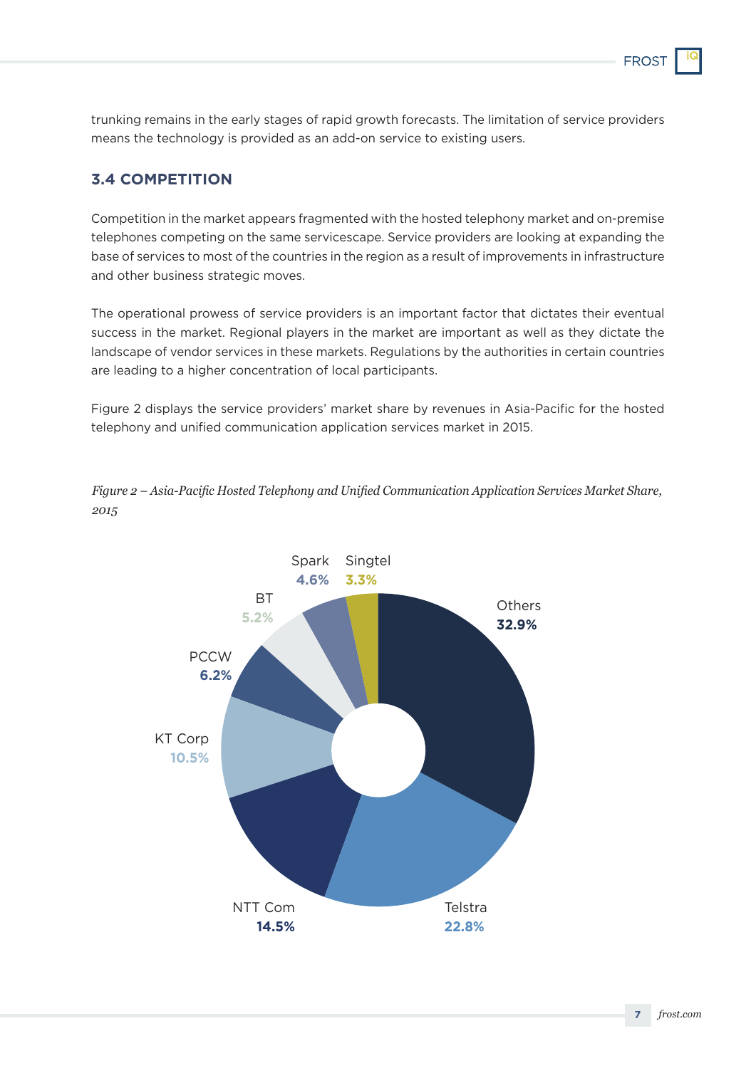trunking remains in the early stages of rapid growth forecasts. The limitation of service providers means the technology is provided as an add-on service to existing users.

### 3.4 COMPETITION

Competition in the market appears fragmented with the hosted telephony market and on-premise telephones competing on the same servicescape. Service providers are looking at expanding the base of services to most of the countries in the region as a result of improvements in infrastructure and other business strategic moves.

The operational prowess of service providers is an important factor that dictates their eventual success in the market. Regional players in the market are important as well as they dictate the landscape of vendor services in these markets. Regulations by the authorities in certain countries are leading to a higher concentration of local participants.

Figure 2 displays the service providers' market share by revenues in Asia-Pacific for the hosted telephony and unified communication application services market in 2015.

*Figure 2 – Asia-Pacific Hosted Telephony and Unified Communication Application Services Market Share, 2015*

Spark 4.6%
Singtel 3.3%
BT 5.2%
Others 32.9%
PCCW 6.2%
KT Corp 10.5%
NTT Com 14.5%
Telstra 22.8%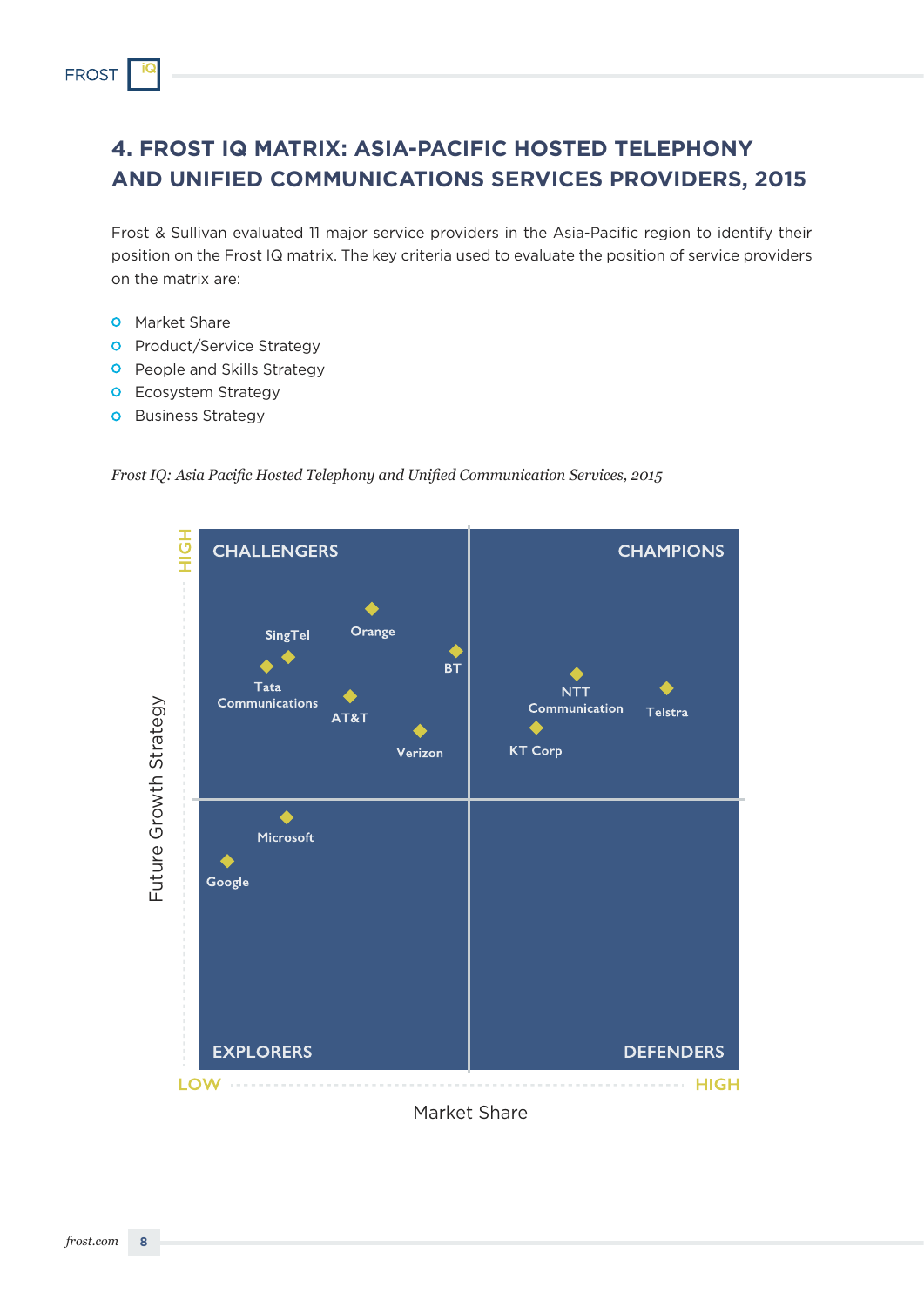## 4. FROST IQ MATRIX: ASIA-PACIFIC HOSTED TELEPHONY AND UNIFIED COMMUNICATIONS SERVICES PROVIDERS, 2015

Frost & Sullivan evaluated 11 major service providers in the Asia-Pacific region to identify their position on the Frost IQ matrix. The key criteria used to evaluate the position of service providers on the matrix are:

- Market Share
- Product/Service Strategy
- People and Skills Strategy
- Ecosystem Strategy
- Business Strategy

*Frost IQ: Asia Pacific Hosted Telephony and Unified Communication Services, 2015*

CHALLENGERS
CHAMPIONS
EXPLORERS
DEFENDERS
HIGH
LOW
HIGH
Future Growth Strategy
Market Share
SingTel
Orange
BT
Tata Communications
AT&T
Verizon
NTT Communication
Telstra
KT Corp
Microsoft
Google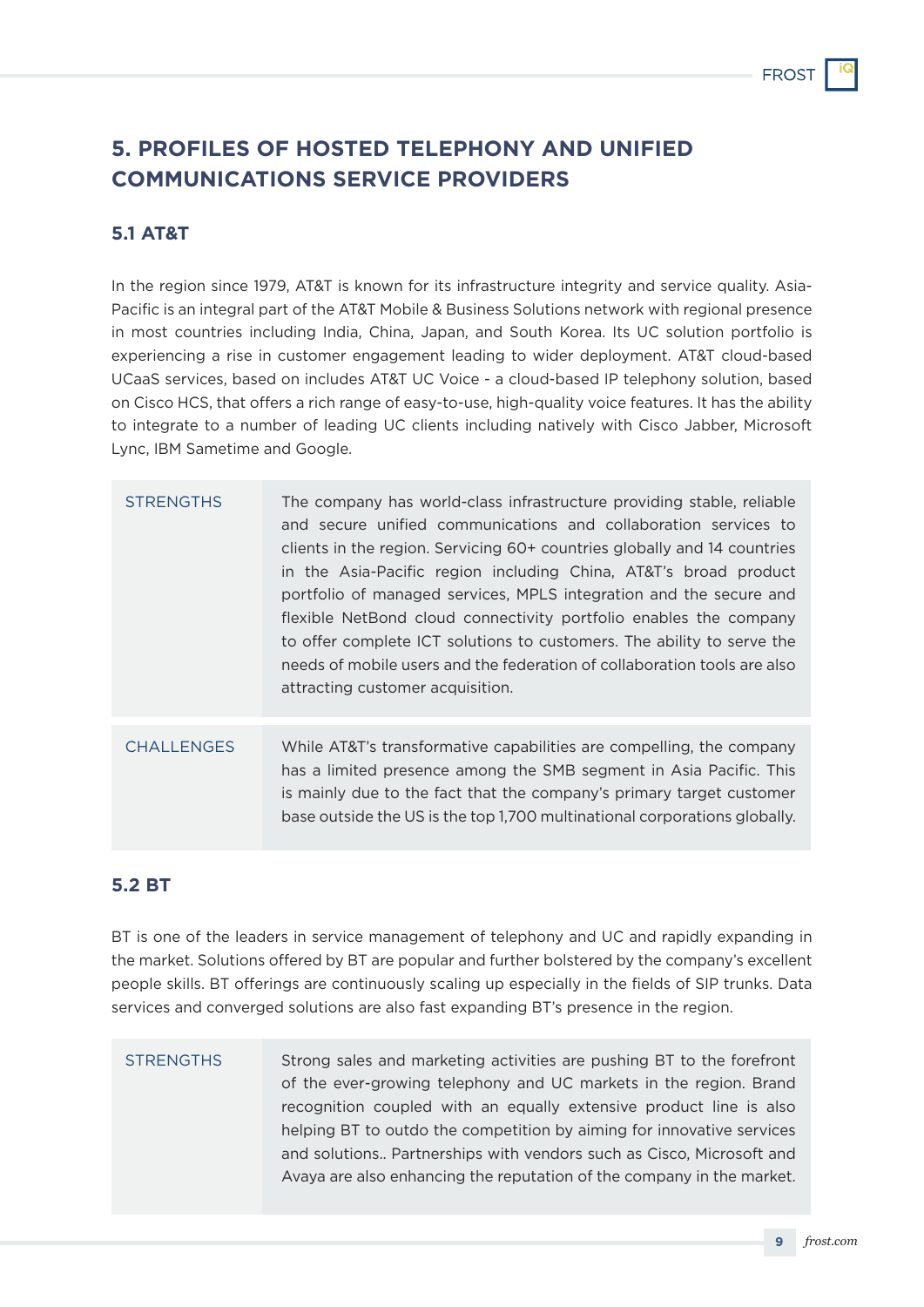# 5. PROFILES OF HOSTED TELEPHONY AND UNIFIED COMMUNICATIONS SERVICE PROVIDERS

## 5.1 AT&T

In the region since 1979, AT&T is known for its infrastructure integrity and service quality. Asia-Pacific is an integral part of the AT&T Mobile & Business Solutions network with regional presence in most countries including India, China, Japan, and South Korea. Its UC solution portfolio is experiencing a rise in customer engagement leading to wider deployment. AT&T cloud-based UCaaS services, based on includes AT&T UC Voice - a cloud-based IP telephony solution, based on Cisco HCS, that offers a rich range of easy-to-use, high-quality voice features. It has the ability to integrate to a number of leading UC clients including natively with Cisco Jabber, Microsoft Lync, IBM Sametime and Google.

| | |
|---|---|
| STRENGTHS | The company has world-class infrastructure providing stable, reliable and secure unified communications and collaboration services to clients in the region. Servicing 60+ countries globally and 14 countries in the Asia-Pacific region including China, AT&T's broad product portfolio of managed services, MPLS integration and the secure and flexible NetBond cloud connectivity portfolio enables the company to offer complete ICT solutions to customers. The ability to serve the needs of mobile users and the federation of collaboration tools are also attracting customer acquisition. |
| CHALLENGES | While AT&T's transformative capabilities are compelling, the company has a limited presence among the SMB segment in Asia Pacific. This is mainly due to the fact that the company's primary target customer base outside the US is the top 1,700 multinational corporations globally. |

## 5.2 BT

BT is one of the leaders in service management of telephony and UC and rapidly expanding in the market. Solutions offered by BT are popular and further bolstered by the company's excellent people skills. BT offerings are continuously scaling up especially in the fields of SIP trunks. Data services and converged solutions are also fast expanding BT's presence in the region.

| | |
|---|---|
| STRENGTHS | Strong sales and marketing activities are pushing BT to the forefront of the ever-growing telephony and UC markets in the region. Brand recognition coupled with an equally extensive product line is also helping BT to outdo the competition by aiming for innovative services and solutions.. Partnerships with vendors such as Cisco, Microsoft and Avaya are also enhancing the reputation of the company in the market. |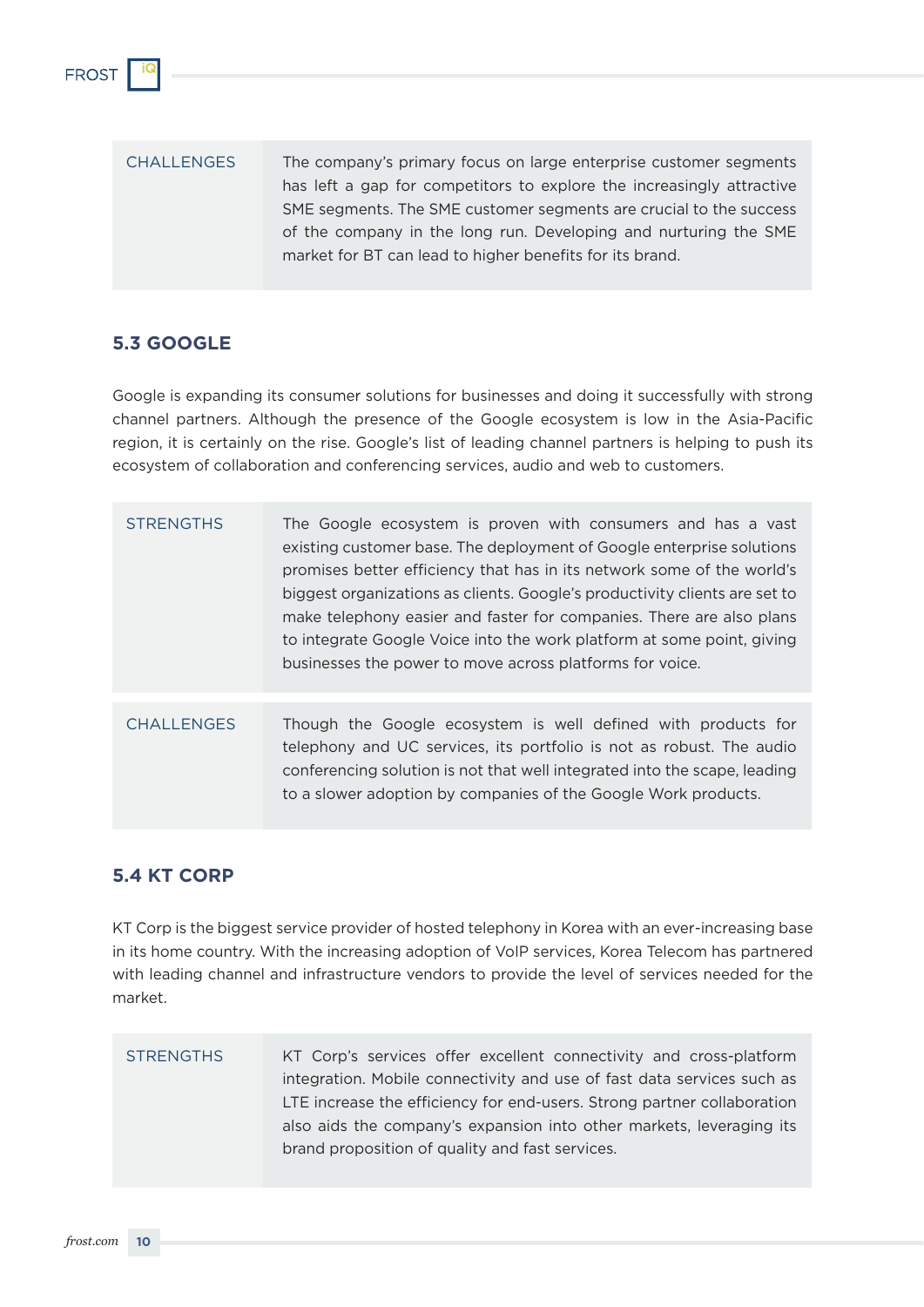| | |
|---|---|
| CHALLENGES | The company's primary focus on large enterprise customer segments has left a gap for competitors to explore the increasingly attractive SME segments. The SME customer segments are crucial to the success of the company in the long run. Developing and nurturing the SME market for BT can lead to higher benefits for its brand. |

## 5.3 GOOGLE

Google is expanding its consumer solutions for businesses and doing it successfully with strong channel partners. Although the presence of the Google ecosystem is low in the Asia-Pacific region, it is certainly on the rise. Google's list of leading channel partners is helping to push its ecosystem of collaboration and conferencing services, audio and web to customers.

| | |
|---|---|
| STRENGTHS | The Google ecosystem is proven with consumers and has a vast existing customer base. The deployment of Google enterprise solutions promises better efficiency that has in its network some of the world's biggest organizations as clients. Google's productivity clients are set to make telephony easier and faster for companies. There are also plans to integrate Google Voice into the work platform at some point, giving businesses the power to move across platforms for voice. |
| CHALLENGES | Though the Google ecosystem is well defined with products for telephony and UC services, its portfolio is not as robust. The audio conferencing solution is not that well integrated into the scape, leading to a slower adoption by companies of the Google Work products. |

## 5.4 KT CORP

KT Corp is the biggest service provider of hosted telephony in Korea with an ever-increasing base in its home country. With the increasing adoption of VoIP services, Korea Telecom has partnered with leading channel and infrastructure vendors to provide the level of services needed for the market.

| | |
|---|---|
| STRENGTHS | KT Corp's services offer excellent connectivity and cross-platform integration. Mobile connectivity and use of fast data services such as LTE increase the efficiency for end-users. Strong partner collaboration also aids the company's expansion into other markets, leveraging its brand proposition of quality and fast services. |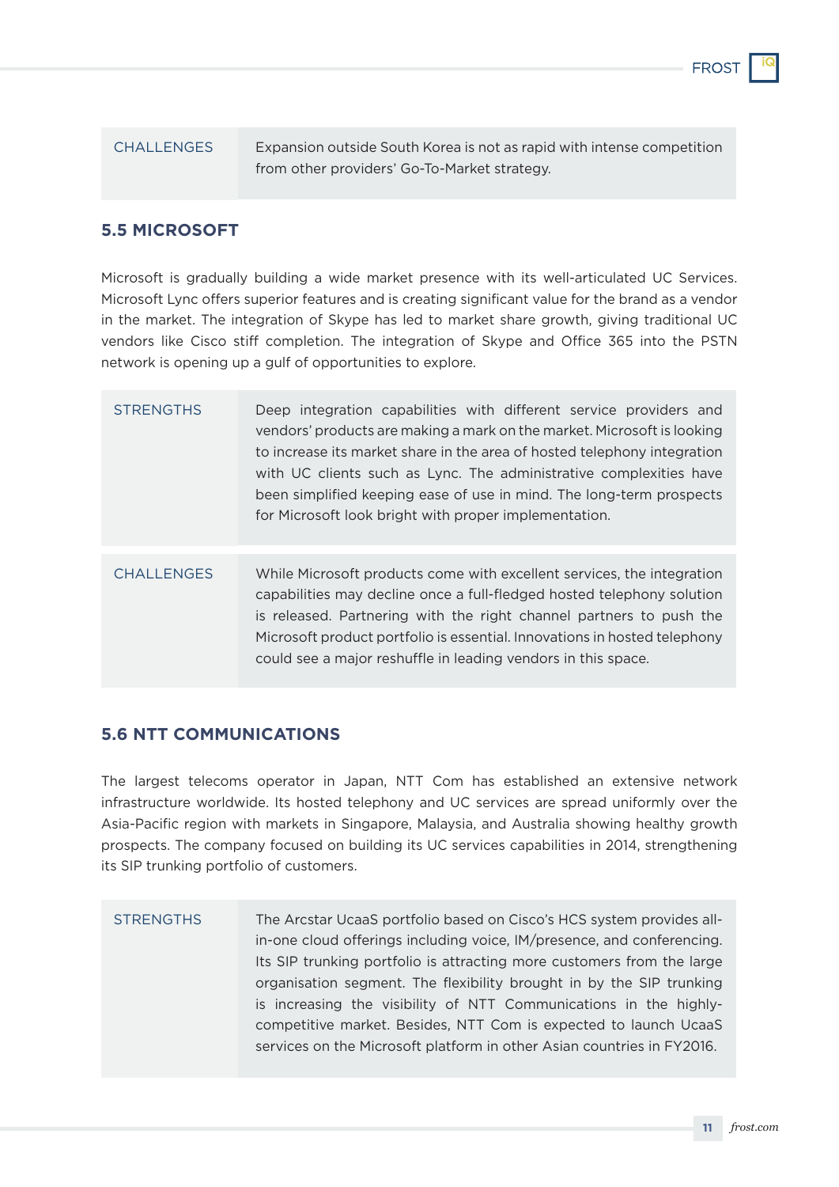| | |
|---|---|
| CHALLENGES | Expansion outside South Korea is not as rapid with intense competition from other providers' Go-To-Market strategy. |

## 5.5 MICROSOFT

Microsoft is gradually building a wide market presence with its well-articulated UC Services. Microsoft Lync offers superior features and is creating significant value for the brand as a vendor in the market. The integration of Skype has led to market share growth, giving traditional UC vendors like Cisco stiff completion. The integration of Skype and Office 365 into the PSTN network is opening up a gulf of opportunities to explore.

| | |
|---|---|
| STRENGTHS | Deep integration capabilities with different service providers and vendors' products are making a mark on the market. Microsoft is looking to increase its market share in the area of hosted telephony integration with UC clients such as Lync. The administrative complexities have been simplified keeping ease of use in mind. The long-term prospects for Microsoft look bright with proper implementation. |
| CHALLENGES | While Microsoft products come with excellent services, the integration capabilities may decline once a full-fledged hosted telephony solution is released. Partnering with the right channel partners to push the Microsoft product portfolio is essential. Innovations in hosted telephony could see a major reshuffle in leading vendors in this space. |

## 5.6 NTT COMMUNICATIONS

The largest telecoms operator in Japan, NTT Com has established an extensive network infrastructure worldwide. Its hosted telephony and UC services are spread uniformly over the Asia-Pacific region with markets in Singapore, Malaysia, and Australia showing healthy growth prospects. The company focused on building its UC services capabilities in 2014, strengthening its SIP trunking portfolio of customers.

| | |
|---|---|
| STRENGTHS | The Arcstar UcaaS portfolio based on Cisco's HCS system provides all-in-one cloud offerings including voice, IM/presence, and conferencing. Its SIP trunking portfolio is attracting more customers from the large organisation segment. The flexibility brought in by the SIP trunking is increasing the visibility of NTT Communications in the highly-competitive market. Besides, NTT Com is expected to launch UcaaS services on the Microsoft platform in other Asian countries in FY2016. |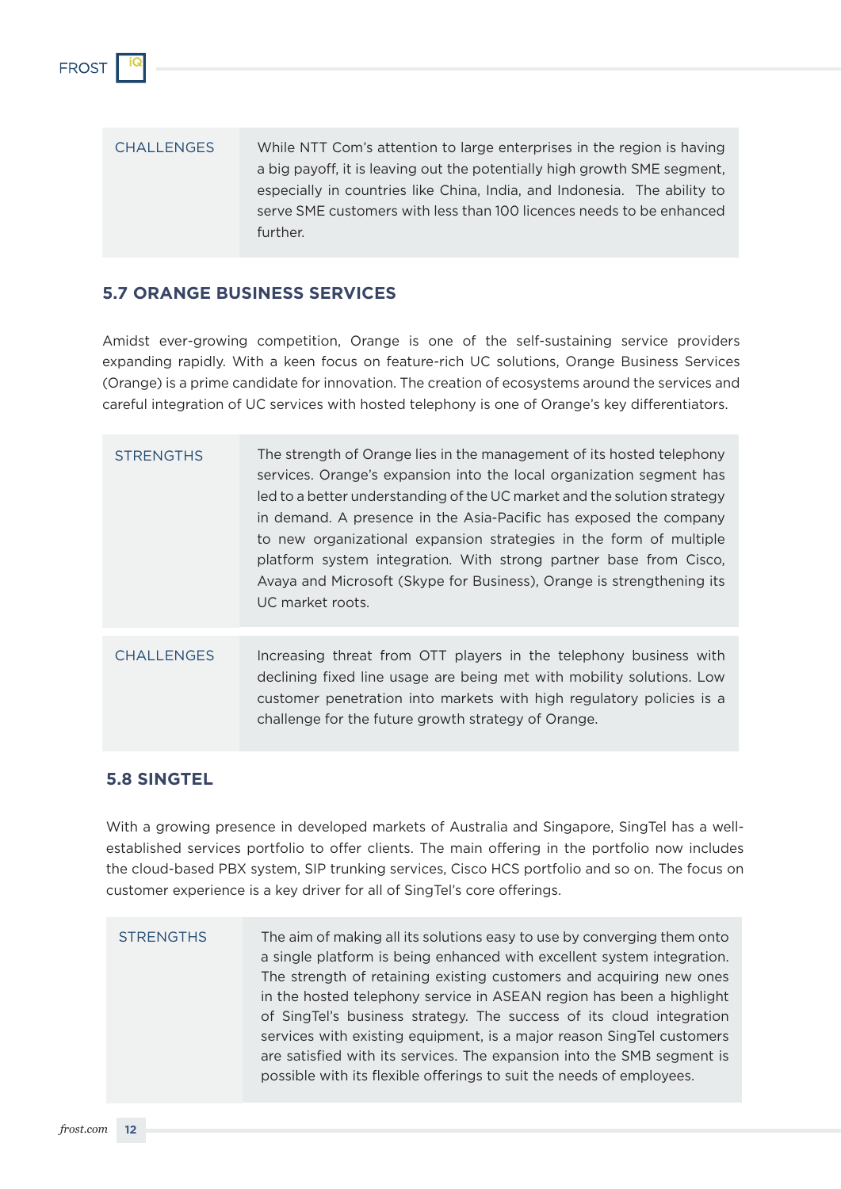| | |
|---|---|
| CHALLENGES | While NTT Com's attention to large enterprises in the region is having a big payoff, it is leaving out the potentially high growth SME segment, especially in countries like China, India, and Indonesia. The ability to serve SME customers with less than 100 licences needs to be enhanced further. |

### 5.7 ORANGE BUSINESS SERVICES

Amidst ever-growing competition, Orange is one of the self-sustaining service providers expanding rapidly. With a keen focus on feature-rich UC solutions, Orange Business Services (Orange) is a prime candidate for innovation. The creation of ecosystems around the services and careful integration of UC services with hosted telephony is one of Orange's key differentiators.

| | |
|---|---|
| STRENGTHS | The strength of Orange lies in the management of its hosted telephony services. Orange's expansion into the local organization segment has led to a better understanding of the UC market and the solution strategy in demand. A presence in the Asia-Pacific has exposed the company to new organizational expansion strategies in the form of multiple platform system integration. With strong partner base from Cisco, Avaya and Microsoft (Skype for Business), Orange is strengthening its UC market roots. |
| CHALLENGES | Increasing threat from OTT players in the telephony business with declining fixed line usage are being met with mobility solutions. Low customer penetration into markets with high regulatory policies is a challenge for the future growth strategy of Orange. |

### 5.8 SINGTEL

With a growing presence in developed markets of Australia and Singapore, SingTel has a well-established services portfolio to offer clients. The main offering in the portfolio now includes the cloud-based PBX system, SIP trunking services, Cisco HCS portfolio and so on. The focus on customer experience is a key driver for all of SingTel's core offerings.

| | |
|---|---|
| STRENGTHS | The aim of making all its solutions easy to use by converging them onto a single platform is being enhanced with excellent system integration. The strength of retaining existing customers and acquiring new ones in the hosted telephony service in ASEAN region has been a highlight of SingTel's business strategy. The success of its cloud integration services with existing equipment, is a major reason SingTel customers are satisfied with its services. The expansion into the SMB segment is possible with its flexible offerings to suit the needs of employees. |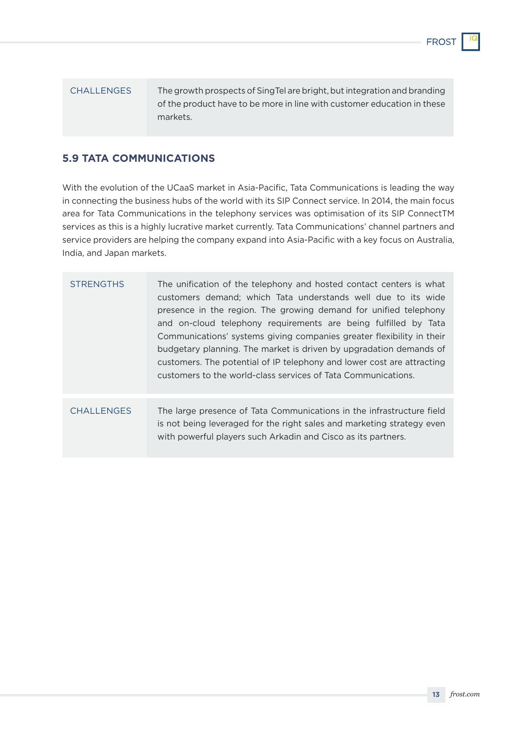| | |
|---|---|
| CHALLENGES | The growth prospects of SingTel are bright, but integration and branding of the product have to be more in line with customer education in these markets. |

## 5.9 TATA COMMUNICATIONS

With the evolution of the UCaaS market in Asia-Pacific, Tata Communications is leading the way in connecting the business hubs of the world with its SIP Connect service. In 2014, the main focus area for Tata Communications in the telephony services was optimisation of its SIP ConnectTM services as this is a highly lucrative market currently. Tata Communications' channel partners and service providers are helping the company expand into Asia-Pacific with a key focus on Australia, India, and Japan markets.

| | |
|---|---|
| STRENGTHS | The unification of the telephony and hosted contact centers is what customers demand; which Tata understands well due to its wide presence in the region. The growing demand for unified telephony and on-cloud telephony requirements are being fulfilled by Tata Communications' systems giving companies greater flexibility in their budgetary planning. The market is driven by upgradation demands of customers. The potential of IP telephony and lower cost are attracting customers to the world-class services of Tata Communications. |
| CHALLENGES | The large presence of Tata Communications in the infrastructure field is not being leveraged for the right sales and marketing strategy even with powerful players such Arkadin and Cisco as its partners. |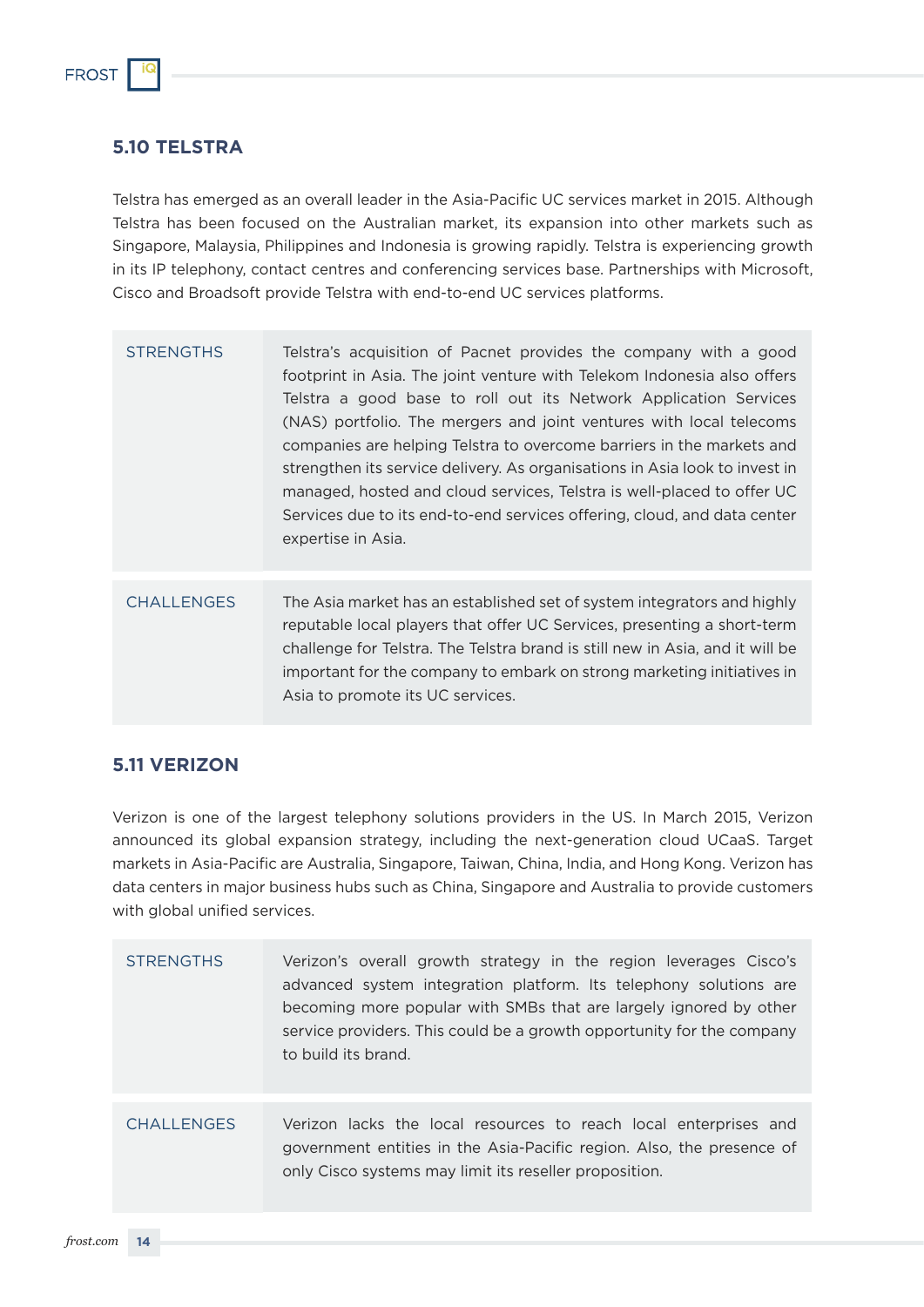## 5.10 TELSTRA

Telstra has emerged as an overall leader in the Asia-Pacific UC services market in 2015. Although Telstra has been focused on the Australian market, its expansion into other markets such as Singapore, Malaysia, Philippines and Indonesia is growing rapidly. Telstra is experiencing growth in its IP telephony, contact centres and conferencing services base. Partnerships with Microsoft, Cisco and Broadsoft provide Telstra with end-to-end UC services platforms.

| | |
|---|---|
| STRENGTHS | Telstra's acquisition of Pacnet provides the company with a good footprint in Asia. The joint venture with Telekom Indonesia also offers Telstra a good base to roll out its Network Application Services (NAS) portfolio. The mergers and joint ventures with local telecoms companies are helping Telstra to overcome barriers in the markets and strengthen its service delivery. As organisations in Asia look to invest in managed, hosted and cloud services, Telstra is well-placed to offer UC Services due to its end-to-end services offering, cloud, and data center expertise in Asia. |
| CHALLENGES | The Asia market has an established set of system integrators and highly reputable local players that offer UC Services, presenting a short-term challenge for Telstra. The Telstra brand is still new in Asia, and it will be important for the company to embark on strong marketing initiatives in Asia to promote its UC services. |

## 5.11 VERIZON

Verizon is one of the largest telephony solutions providers in the US. In March 2015, Verizon announced its global expansion strategy, including the next-generation cloud UCaaS. Target markets in Asia-Pacific are Australia, Singapore, Taiwan, China, India, and Hong Kong. Verizon has data centers in major business hubs such as China, Singapore and Australia to provide customers with global unified services.

| | |
|---|---|
| STRENGTHS | Verizon's overall growth strategy in the region leverages Cisco's advanced system integration platform. Its telephony solutions are becoming more popular with SMBs that are largely ignored by other service providers. This could be a growth opportunity for the company to build its brand. |
| CHALLENGES | Verizon lacks the local resources to reach local enterprises and government entities in the Asia-Pacific region. Also, the presence of only Cisco systems may limit its reseller proposition. |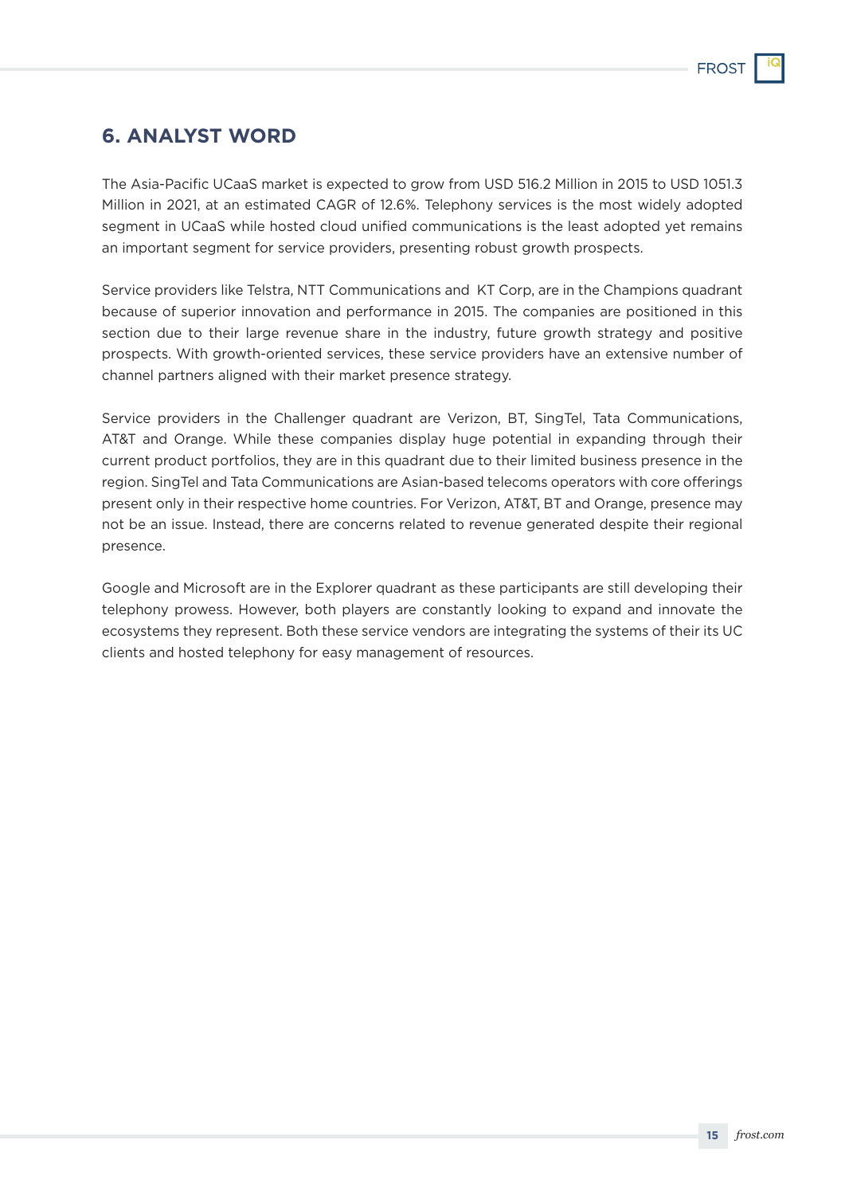## 6. ANALYST WORD

The Asia-Pacific UCaaS market is expected to grow from USD 516.2 Million in 2015 to USD 1051.3 Million in 2021, at an estimated CAGR of 12.6%. Telephony services is the most widely adopted segment in UCaaS while hosted cloud unified communications is the least adopted yet remains an important segment for service providers, presenting robust growth prospects.

Service providers like Telstra, NTT Communications and KT Corp, are in the Champions quadrant because of superior innovation and performance in 2015. The companies are positioned in this section due to their large revenue share in the industry, future growth strategy and positive prospects. With growth-oriented services, these service providers have an extensive number of channel partners aligned with their market presence strategy.

Service providers in the Challenger quadrant are Verizon, BT, SingTel, Tata Communications, AT&T and Orange. While these companies display huge potential in expanding through their current product portfolios, they are in this quadrant due to their limited business presence in the region. SingTel and Tata Communications are Asian-based telecoms operators with core offerings present only in their respective home countries. For Verizon, AT&T, BT and Orange, presence may not be an issue. Instead, there are concerns related to revenue generated despite their regional presence.

Google and Microsoft are in the Explorer quadrant as these participants are still developing their telephony prowess. However, both players are constantly looking to expand and innovate the ecosystems they represent. Both these service vendors are integrating the systems of their its UC clients and hosted telephony for easy management of resources.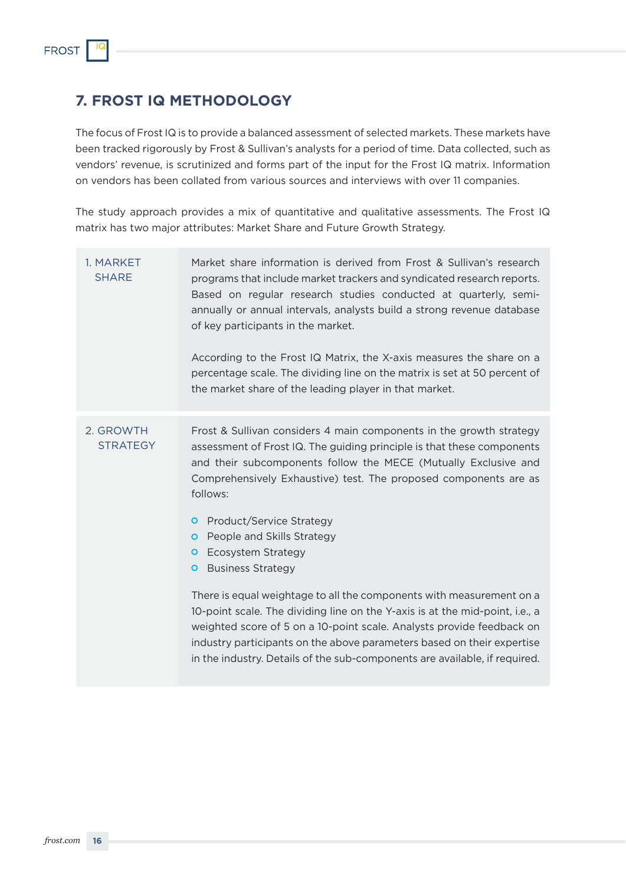## 7. FROST IQ METHODOLOGY

The focus of Frost IQ is to provide a balanced assessment of selected markets. These markets have been tracked rigorously by Frost & Sullivan's analysts for a period of time. Data collected, such as vendors' revenue, is scrutinized and forms part of the input for the Frost IQ matrix. Information on vendors has been collated from various sources and interviews with over 11 companies.

The study approach provides a mix of quantitative and qualitative assessments. The Frost IQ matrix has two major attributes: Market Share and Future Growth Strategy.

| | |
|---|---|
| 1. MARKET SHARE | Market share information is derived from Frost & Sullivan's research programs that include market trackers and syndicated research reports. Based on regular research studies conducted at quarterly, semi-annually or annual intervals, analysts build a strong revenue database of key participants in the market.<br><br>According to the Frost IQ Matrix, the X-axis measures the share on a percentage scale. The dividing line on the matrix is set at 50 percent of the market share of the leading player in that market. |
| 2. GROWTH STRATEGY | Frost & Sullivan considers 4 main components in the growth strategy assessment of Frost IQ. The guiding principle is that these components and their subcomponents follow the MECE (Mutually Exclusive and Comprehensively Exhaustive) test. The proposed components are as follows:<br><br>- Product/Service Strategy<br>- People and Skills Strategy<br>- Ecosystem Strategy<br>- Business Strategy<br><br>There is equal weightage to all the components with measurement on a 10-point scale. The dividing line on the Y-axis is at the mid-point, i.e., a weighted score of 5 on a 10-point scale. Analysts provide feedback on industry participants on the above parameters based on their expertise in the industry. Details of the sub-components are available, if required. |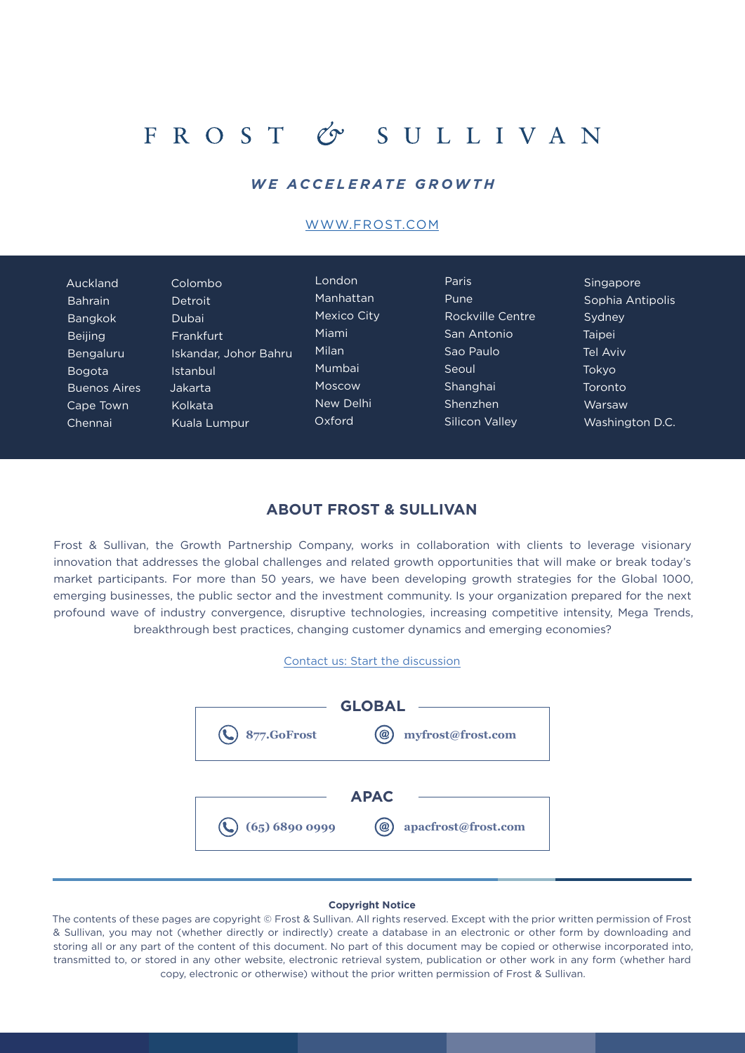# FROST & SULLIVAN

***WE ACCELERATE GROWTH***

WWW.FROST.COM

Auckland
Bahrain
Bangkok
Beijing
Bengaluru
Bogota
Buenos Aires
Cape Town
Chennai
Colombo
Detroit
Dubai
Frankfurt
Iskandar, Johor Bahru
Istanbul
Jakarta
Kolkata
Kuala Lumpur
London
Manhattan
Mexico City
Miami
Milan
Mumbai
Moscow
New Delhi
Oxford
Paris
Pune
Rockville Centre
San Antonio
Sao Paulo
Seoul
Shanghai
Shenzhen
Silicon Valley
Singapore
Sophia Antipolis
Sydney
Taipei
Tel Aviv
Tokyo
Toronto
Warsaw
Washington D.C.

## ABOUT FROST & SULLIVAN

Frost & Sullivan, the Growth Partnership Company, works in collaboration with clients to leverage visionary innovation that addresses the global challenges and related growth opportunities that will make or break today's market participants. For more than 50 years, we have been developing growth strategies for the Global 1000, emerging businesses, the public sector and the investment community. Is your organization prepared for the next profound wave of industry convergence, disruptive technologies, increasing competitive intensity, Mega Trends, breakthrough best practices, changing customer dynamics and emerging economies?

Contact us: Start the discussion

**GLOBAL**

**877.GoFrost** | **myfrost@frost.com**

**APAC**

**(65) 6890 0999** | **apacfrost@frost.com**

**Copyright Notice**

The contents of these pages are copyright © Frost & Sullivan. All rights reserved. Except with the prior written permission of Frost & Sullivan, you may not (whether directly or indirectly) create a database in an electronic or other form by downloading and storing all or any part of the content of this document. No part of this document may be copied or otherwise incorporated into, transmitted to, or stored in any other website, electronic retrieval system, publication or other work in any form (whether hard copy, electronic or otherwise) without the prior written permission of Frost & Sullivan.